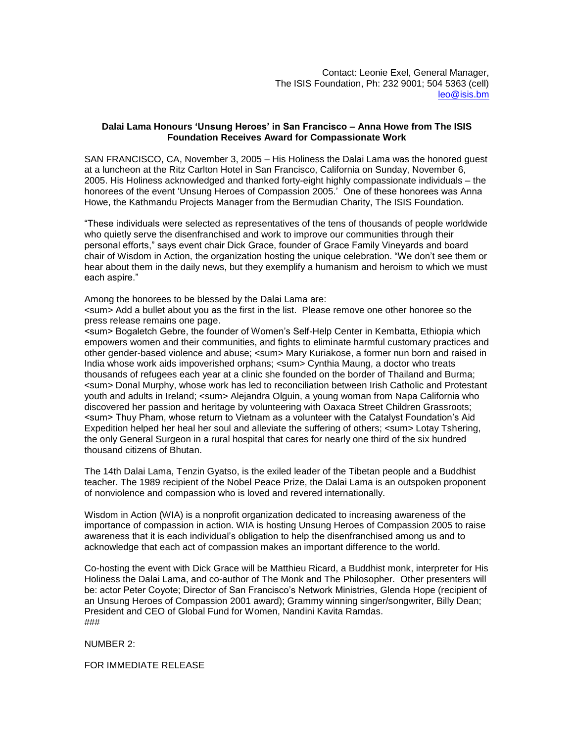Contact: Leonie Exel, General Manager,
The ISIS Foundation, Ph: 232 9001; 504 5363 (cell)
leo@isis.bm

**Dalai Lama Honours 'Unsung Heroes' in San Francisco – Anna Howe from The ISIS Foundation Receives Award for Compassionate Work**

SAN FRANCISCO, CA, November 3, 2005 – His Holiness the Dalai Lama was the honored guest at a luncheon at the Ritz Carlton Hotel in San Francisco, California on Sunday, November 6, 2005. His Holiness acknowledged and thanked forty-eight highly compassionate individuals – the honorees of the event 'Unsung Heroes of Compassion 2005.' One of these honorees was Anna Howe, the Kathmandu Projects Manager from the Bermudian Charity, The ISIS Foundation.

"These individuals were selected as representatives of the tens of thousands of people worldwide who quietly serve the disenfranchised and work to improve our communities through their personal efforts," says event chair Dick Grace, founder of Grace Family Vineyards and board chair of Wisdom in Action, the organization hosting the unique celebration. "We don't see them or hear about them in the daily news, but they exemplify a humanism and heroism to which we must each aspire."

Among the honorees to be blessed by the Dalai Lama are:
<sum> Add a bullet about you as the first in the list. Please remove one other honoree so the press release remains one page.
<sum> Bogaletch Gebre, the founder of Women's Self-Help Center in Kembatta, Ethiopia which empowers women and their communities, and fights to eliminate harmful customary practices and other gender-based violence and abuse; <sum> Mary Kuriakose, a former nun born and raised in India whose work aids impoverished orphans; <sum> Cynthia Maung, a doctor who treats thousands of refugees each year at a clinic she founded on the border of Thailand and Burma; <sum> Donal Murphy, whose work has led to reconciliation between Irish Catholic and Protestant youth and adults in Ireland; <sum> Alejandra Olguin, a young woman from Napa California who discovered her passion and heritage by volunteering with Oaxaca Street Children Grassroots; <sum> Thuy Pham, whose return to Vietnam as a volunteer with the Catalyst Foundation's Aid Expedition helped her heal her soul and alleviate the suffering of others; <sum> Lotay Tshering, the only General Surgeon in a rural hospital that cares for nearly one third of the six hundred thousand citizens of Bhutan.

The 14th Dalai Lama, Tenzin Gyatso, is the exiled leader of the Tibetan people and a Buddhist teacher. The 1989 recipient of the Nobel Peace Prize, the Dalai Lama is an outspoken proponent of nonviolence and compassion who is loved and revered internationally.

Wisdom in Action (WIA) is a nonprofit organization dedicated to increasing awareness of the importance of compassion in action. WIA is hosting Unsung Heroes of Compassion 2005 to raise awareness that it is each individual's obligation to help the disenfranchised among us and to acknowledge that each act of compassion makes an important difference to the world.

Co-hosting the event with Dick Grace will be Matthieu Ricard, a Buddhist monk, interpreter for His Holiness the Dalai Lama, and co-author of The Monk and The Philosopher. Other presenters will be: actor Peter Coyote; Director of San Francisco's Network Ministries, Glenda Hope (recipient of an Unsung Heroes of Compassion 2001 award); Grammy winning singer/songwriter, Billy Dean; President and CEO of Global Fund for Women, Nandini Kavita Ramdas.
###

NUMBER 2:

FOR IMMEDIATE RELEASE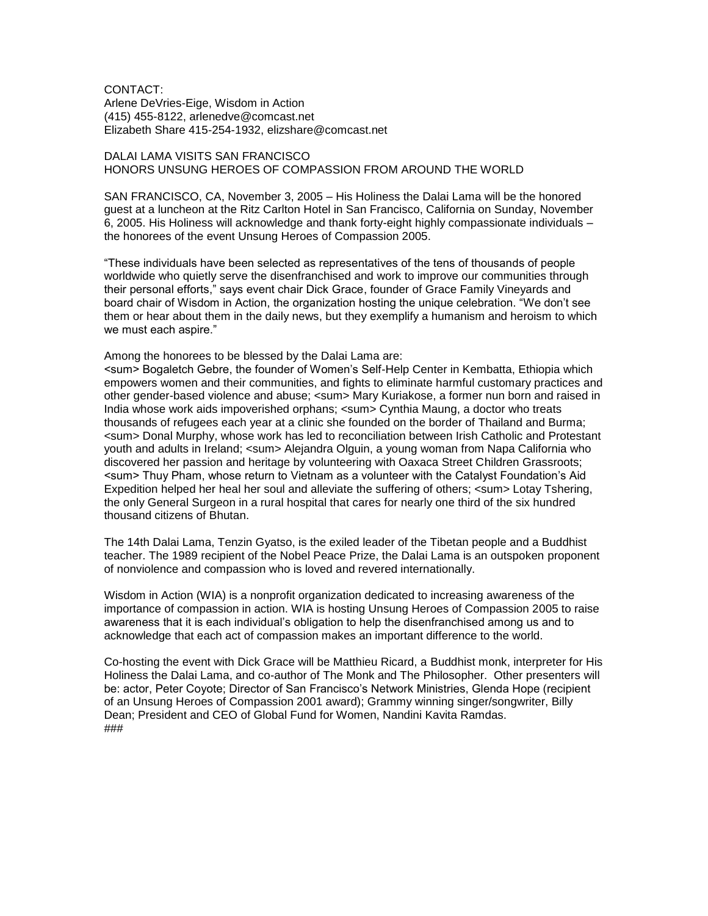CONTACT:
Arlene DeVries-Eige, Wisdom in Action
(415) 455-8122, arlenedve@comcast.net
Elizabeth Share 415-254-1932, elizshare@comcast.net

DALAI LAMA VISITS SAN FRANCISCO
HONORS UNSUNG HEROES OF COMPASSION FROM AROUND THE WORLD

SAN FRANCISCO, CA, November 3, 2005 – His Holiness the Dalai Lama will be the honored guest at a luncheon at the Ritz Carlton Hotel in San Francisco, California on Sunday, November 6, 2005. His Holiness will acknowledge and thank forty-eight highly compassionate individuals – the honorees of the event Unsung Heroes of Compassion 2005.

"These individuals have been selected as representatives of the tens of thousands of people worldwide who quietly serve the disenfranchised and work to improve our communities through their personal efforts," says event chair Dick Grace, founder of Grace Family Vineyards and board chair of Wisdom in Action, the organization hosting the unique celebration. "We don't see them or hear about them in the daily news, but they exemplify a humanism and heroism to which we must each aspire."

Among the honorees to be blessed by the Dalai Lama are:
<sum> Bogaletch Gebre, the founder of Women's Self-Help Center in Kembatta, Ethiopia which empowers women and their communities, and fights to eliminate harmful customary practices and other gender-based violence and abuse; <sum> Mary Kuriakose, a former nun born and raised in India whose work aids impoverished orphans; <sum> Cynthia Maung, a doctor who treats thousands of refugees each year at a clinic she founded on the border of Thailand and Burma; <sum> Donal Murphy, whose work has led to reconciliation between Irish Catholic and Protestant youth and adults in Ireland; <sum> Alejandra Olguin, a young woman from Napa California who discovered her passion and heritage by volunteering with Oaxaca Street Children Grassroots; <sum> Thuy Pham, whose return to Vietnam as a volunteer with the Catalyst Foundation's Aid Expedition helped her heal her soul and alleviate the suffering of others; <sum> Lotay Tshering, the only General Surgeon in a rural hospital that cares for nearly one third of the six hundred thousand citizens of Bhutan.

The 14th Dalai Lama, Tenzin Gyatso, is the exiled leader of the Tibetan people and a Buddhist teacher. The 1989 recipient of the Nobel Peace Prize, the Dalai Lama is an outspoken proponent of nonviolence and compassion who is loved and revered internationally.

Wisdom in Action (WIA) is a nonprofit organization dedicated to increasing awareness of the importance of compassion in action. WIA is hosting Unsung Heroes of Compassion 2005 to raise awareness that it is each individual's obligation to help the disenfranchised among us and to acknowledge that each act of compassion makes an important difference to the world.

Co-hosting the event with Dick Grace will be Matthieu Ricard, a Buddhist monk, interpreter for His Holiness the Dalai Lama, and co-author of The Monk and The Philosopher. Other presenters will be: actor, Peter Coyote; Director of San Francisco's Network Ministries, Glenda Hope (recipient of an Unsung Heroes of Compassion 2001 award); Grammy winning singer/songwriter, Billy Dean; President and CEO of Global Fund for Women, Nandini Kavita Ramdas.

###